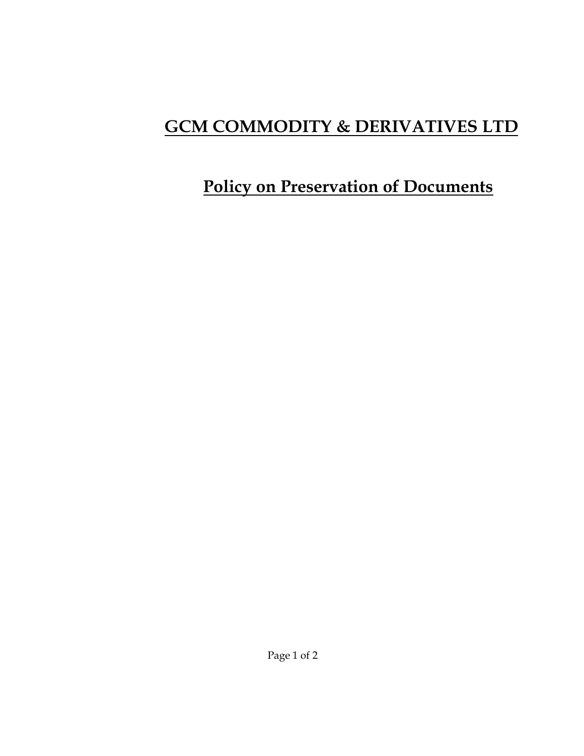# GCM COMMODITY & DERIVATIVES LTD

## Policy on Preservation of Documents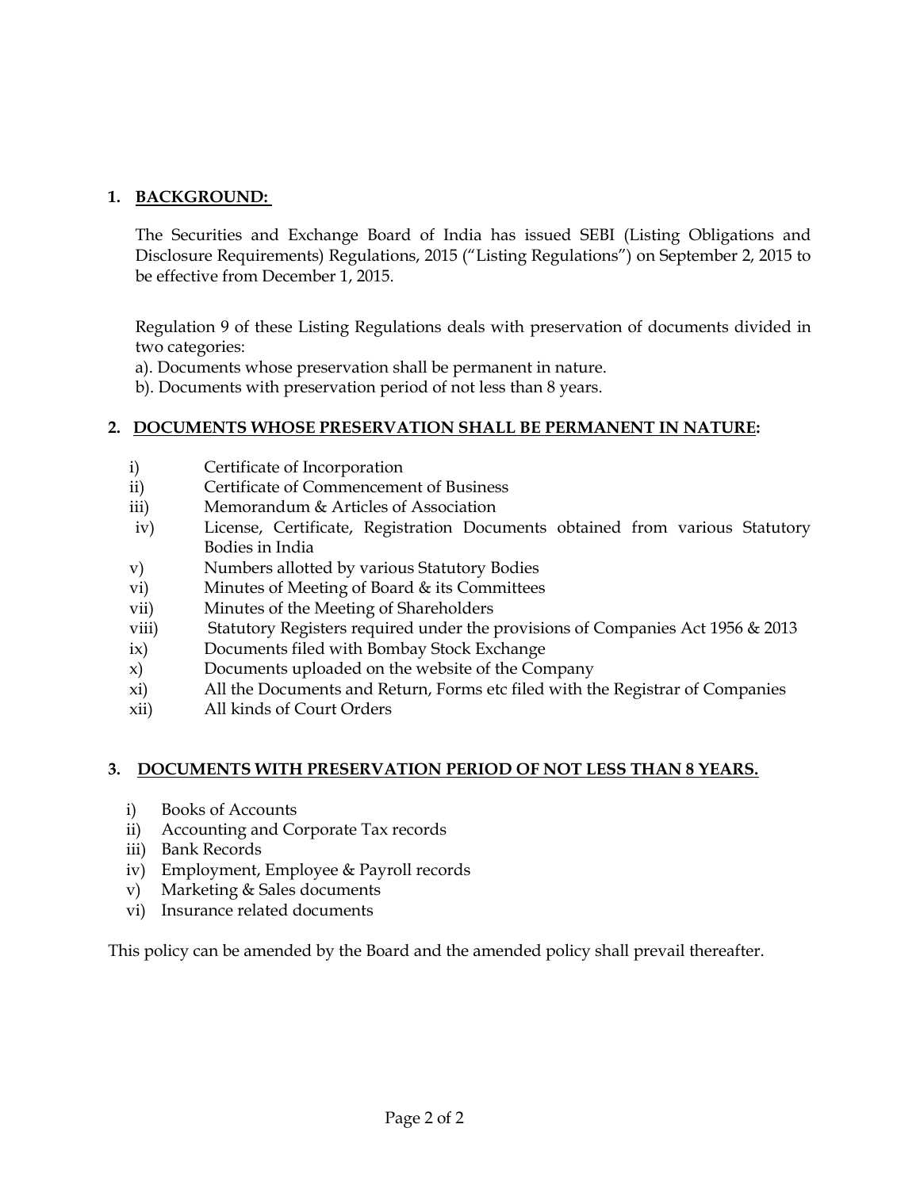## 1. BACKGROUND:

The Securities and Exchange Board of India has issued SEBI (Listing Obligations and Disclosure Requirements) Regulations, 2015 ("Listing Regulations") on September 2, 2015 to be effective from December 1, 2015.

Regulation 9 of these Listing Regulations deals with preservation of documents divided in two categories:

a). Documents whose preservation shall be permanent in nature.

b). Documents with preservation period of not less than 8 years.

## 2. DOCUMENTS WHOSE PRESERVATION SHALL BE PERMANENT IN NATURE:

- i) Certificate of Incorporation
- ii) Certificate of Commencement of Business
- iii) Memorandum & Articles of Association
- iv) License, Certificate, Registration Documents obtained from various Statutory Bodies in India
- v) Numbers allotted by various Statutory Bodies
- vi) Minutes of Meeting of Board & its Committees
- vii) Minutes of the Meeting of Shareholders
- viii) Statutory Registers required under the provisions of Companies Act 1956 & 2013
- ix) Documents filed with Bombay Stock Exchange
- x) Documents uploaded on the website of the Company
- xi) All the Documents and Return, Forms etc filed with the Registrar of Companies
- xii) All kinds of Court Orders

## 3. DOCUMENTS WITH PRESERVATION PERIOD OF NOT LESS THAN 8 YEARS.

- i) Books of Accounts
- ii) Accounting and Corporate Tax records
- iii) Bank Records
- iv) Employment, Employee & Payroll records
- v) Marketing & Sales documents
- vi) Insurance related documents

This policy can be amended by the Board and the amended policy shall prevail thereafter.